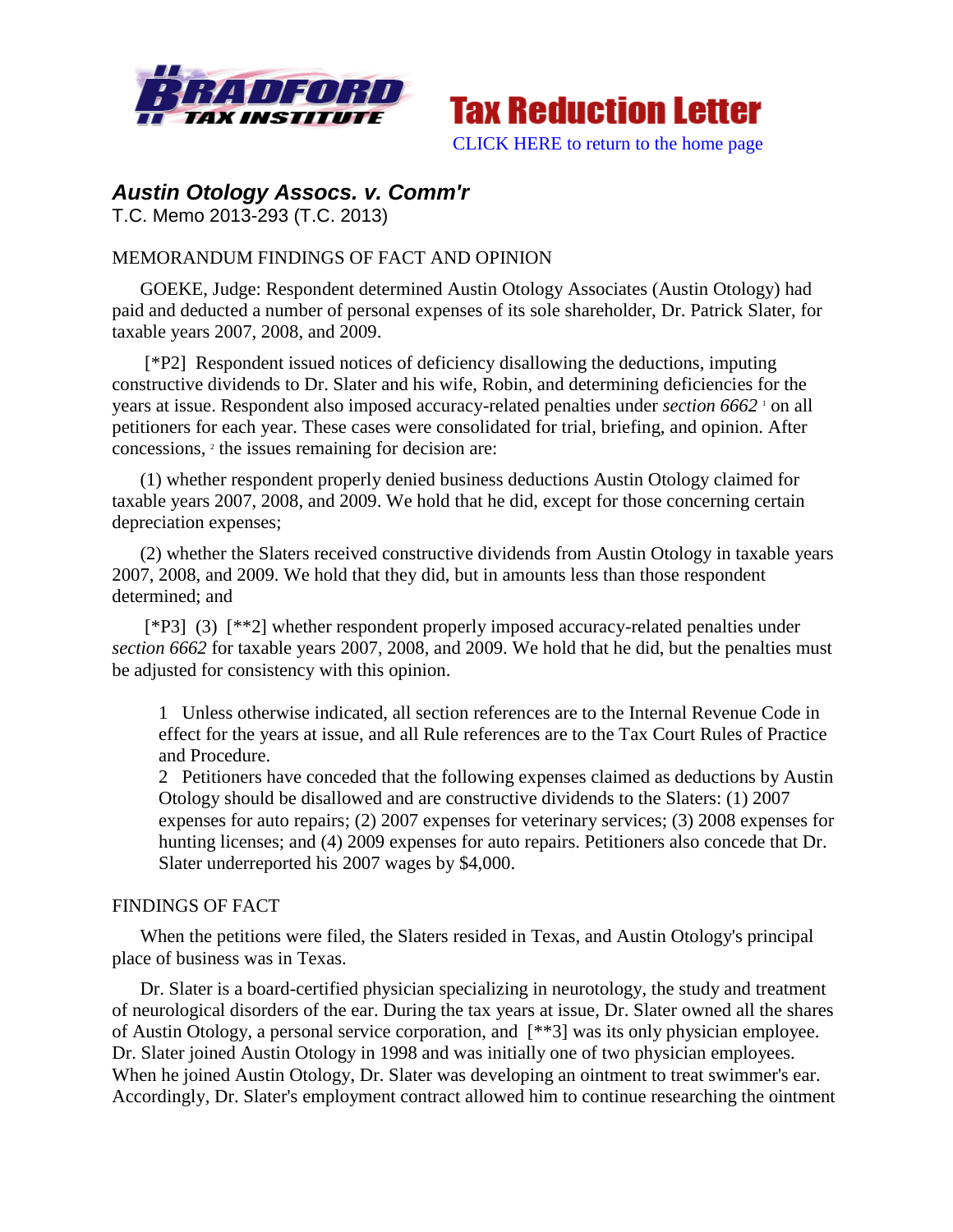## *Austin Otology Assocs. v. Comm'r*

T.C. Memo 2013-293 (T.C. 2013)

MEMORANDUM FINDINGS OF FACT AND OPINION

GOEKE, Judge: Respondent determined Austin Otology Associates (Austin Otology) had paid and deducted a number of personal expenses of its sole shareholder, Dr. Patrick Slater, for taxable years 2007, 2008, and 2009.

[*P2] Respondent issued notices of deficiency disallowing the deductions, imputing constructive dividends to Dr. Slater and his wife, Robin, and determining deficiencies for the years at issue. Respondent also imposed accuracy-related penalties under *section 6662* [1] on all petitioners for each year. These cases were consolidated for trial, briefing, and opinion. After concessions, [2] the issues remaining for decision are:

(1) whether respondent properly denied business deductions Austin Otology claimed for taxable years 2007, 2008, and 2009. We hold that he did, except for those concerning certain depreciation expenses;

(2) whether the Slaters received constructive dividends from Austin Otology in taxable years 2007, 2008, and 2009. We hold that they did, but in amounts less than those respondent determined; and

[*P3] (3) [**2] whether respondent properly imposed accuracy-related penalties under *section 6662* for taxable years 2007, 2008, and 2009. We hold that he did, but the penalties must be adjusted for consistency with this opinion.

1 Unless otherwise indicated, all section references are to the Internal Revenue Code in effect for the years at issue, and all Rule references are to the Tax Court Rules of Practice and Procedure.

2 Petitioners have conceded that the following expenses claimed as deductions by Austin Otology should be disallowed and are constructive dividends to the Slaters: (1) 2007 expenses for auto repairs; (2) 2007 expenses for veterinary services; (3) 2008 expenses for hunting licenses; and (4) 2009 expenses for auto repairs. Petitioners also concede that Dr. Slater underreported his 2007 wages by $4,000.

FINDINGS OF FACT

When the petitions were filed, the Slaters resided in Texas, and Austin Otology's principal place of business was in Texas.

Dr. Slater is a board-certified physician specializing in neurotology, the study and treatment of neurological disorders of the ear. During the tax years at issue, Dr. Slater owned all the shares of Austin Otology, a personal service corporation, and [**3] was its only physician employee. Dr. Slater joined Austin Otology in 1998 and was initially one of two physician employees. When he joined Austin Otology, Dr. Slater was developing an ointment to treat swimmer's ear. Accordingly, Dr. Slater's employment contract allowed him to continue researching the ointment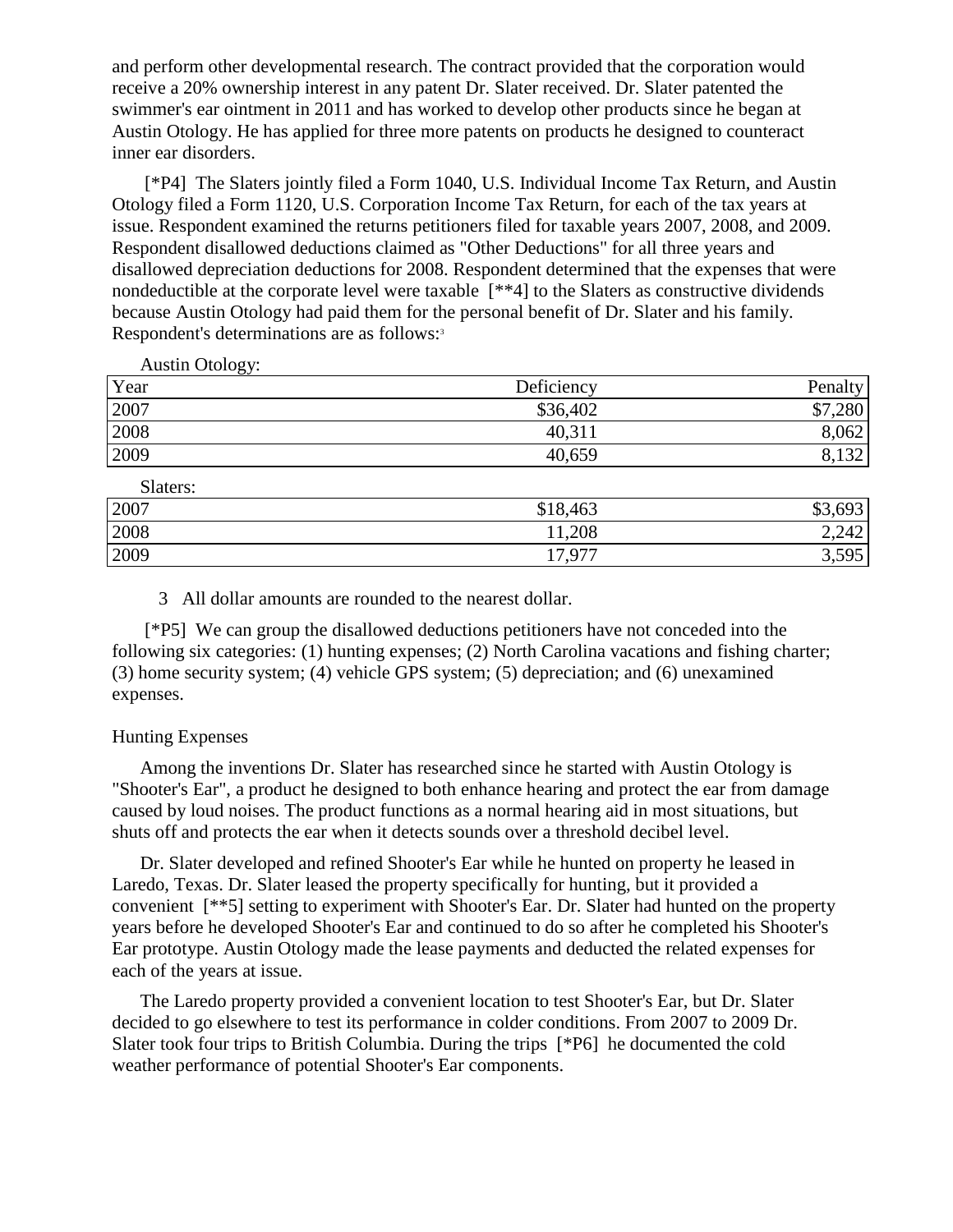and perform other developmental research. The contract provided that the corporation would receive a 20% ownership interest in any patent Dr. Slater received. Dr. Slater patented the swimmer's ear ointment in 2011 and has worked to develop other products since he began at Austin Otology. He has applied for three more patents on products he designed to counteract inner ear disorders.

[*P4] The Slaters jointly filed a Form 1040, U.S. Individual Income Tax Return, and Austin Otology filed a Form 1120, U.S. Corporation Income Tax Return, for each of the tax years at issue. Respondent examined the returns petitioners filed for taxable years 2007, 2008, and 2009. Respondent disallowed deductions claimed as "Other Deductions" for all three years and disallowed depreciation deductions for 2008. Respondent determined that the expenses that were nondeductible at the corporate level were taxable [**4] to the Slaters as constructive dividends because Austin Otology had paid them for the personal benefit of Dr. Slater and his family. Respondent's determinations are as follows:[3]

Austin Otology:

| Year | Deficiency | Penalty |
|---|---|---|
| 2007 | $36,402 | $7,280 |
| 2008 | 40,311 | 8,062 |
| 2009 | 40,659 | 8,132 |

Slaters:

| Year | Deficiency | Penalty |
|---|---|---|
| 2007 | $18,463 | $3,693 |
| 2008 | 11,208 | 2,242 |
| 2009 | 17,977 | 3,595 |

3 All dollar amounts are rounded to the nearest dollar.

[*P5] We can group the disallowed deductions petitioners have not conceded into the following six categories: (1) hunting expenses; (2) North Carolina vacations and fishing charter; (3) home security system; (4) vehicle GPS system; (5) depreciation; and (6) unexamined expenses.

## Hunting Expenses

Among the inventions Dr. Slater has researched since he started with Austin Otology is "Shooter's Ear", a product he designed to both enhance hearing and protect the ear from damage caused by loud noises. The product functions as a normal hearing aid in most situations, but shuts off and protects the ear when it detects sounds over a threshold decibel level.

Dr. Slater developed and refined Shooter's Ear while he hunted on property he leased in Laredo, Texas. Dr. Slater leased the property specifically for hunting, but it provided a convenient [**5] setting to experiment with Shooter's Ear. Dr. Slater had hunted on the property years before he developed Shooter's Ear and continued to do so after he completed his Shooter's Ear prototype. Austin Otology made the lease payments and deducted the related expenses for each of the years at issue.

The Laredo property provided a convenient location to test Shooter's Ear, but Dr. Slater decided to go elsewhere to test its performance in colder conditions. From 2007 to 2009 Dr. Slater took four trips to British Columbia. During the trips [*P6] he documented the cold weather performance of potential Shooter's Ear components.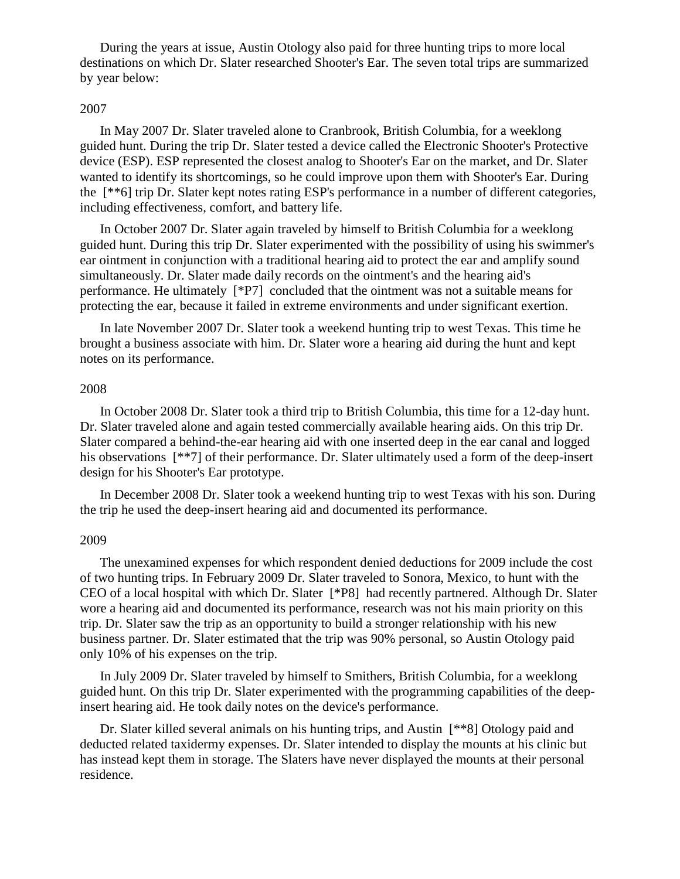During the years at issue, Austin Otology also paid for three hunting trips to more local destinations on which Dr. Slater researched Shooter's Ear. The seven total trips are summarized by year below:

2007

In May 2007 Dr. Slater traveled alone to Cranbrook, British Columbia, for a weeklong guided hunt. During the trip Dr. Slater tested a device called the Electronic Shooter's Protective device (ESP). ESP represented the closest analog to Shooter's Ear on the market, and Dr. Slater wanted to identify its shortcomings, so he could improve upon them with Shooter's Ear. During the [**6] trip Dr. Slater kept notes rating ESP's performance in a number of different categories, including effectiveness, comfort, and battery life.

In October 2007 Dr. Slater again traveled by himself to British Columbia for a weeklong guided hunt. During this trip Dr. Slater experimented with the possibility of using his swimmer's ear ointment in conjunction with a traditional hearing aid to protect the ear and amplify sound simultaneously. Dr. Slater made daily records on the ointment's and the hearing aid's performance. He ultimately [*P7] concluded that the ointment was not a suitable means for protecting the ear, because it failed in extreme environments and under significant exertion.

In late November 2007 Dr. Slater took a weekend hunting trip to west Texas. This time he brought a business associate with him. Dr. Slater wore a hearing aid during the hunt and kept notes on its performance.

2008

In October 2008 Dr. Slater took a third trip to British Columbia, this time for a 12-day hunt. Dr. Slater traveled alone and again tested commercially available hearing aids. On this trip Dr. Slater compared a behind-the-ear hearing aid with one inserted deep in the ear canal and logged his observations [**7] of their performance. Dr. Slater ultimately used a form of the deep-insert design for his Shooter's Ear prototype.

In December 2008 Dr. Slater took a weekend hunting trip to west Texas with his son. During the trip he used the deep-insert hearing aid and documented its performance.

2009

The unexamined expenses for which respondent denied deductions for 2009 include the cost of two hunting trips. In February 2009 Dr. Slater traveled to Sonora, Mexico, to hunt with the CEO of a local hospital with which Dr. Slater [*P8] had recently partnered. Although Dr. Slater wore a hearing aid and documented its performance, research was not his main priority on this trip. Dr. Slater saw the trip as an opportunity to build a stronger relationship with his new business partner. Dr. Slater estimated that the trip was 90% personal, so Austin Otology paid only 10% of his expenses on the trip.

In July 2009 Dr. Slater traveled by himself to Smithers, British Columbia, for a weeklong guided hunt. On this trip Dr. Slater experimented with the programming capabilities of the deep-insert hearing aid. He took daily notes on the device's performance.

Dr. Slater killed several animals on his hunting trips, and Austin [**8] Otology paid and deducted related taxidermy expenses. Dr. Slater intended to display the mounts at his clinic but has instead kept them in storage. The Slaters have never displayed the mounts at their personal residence.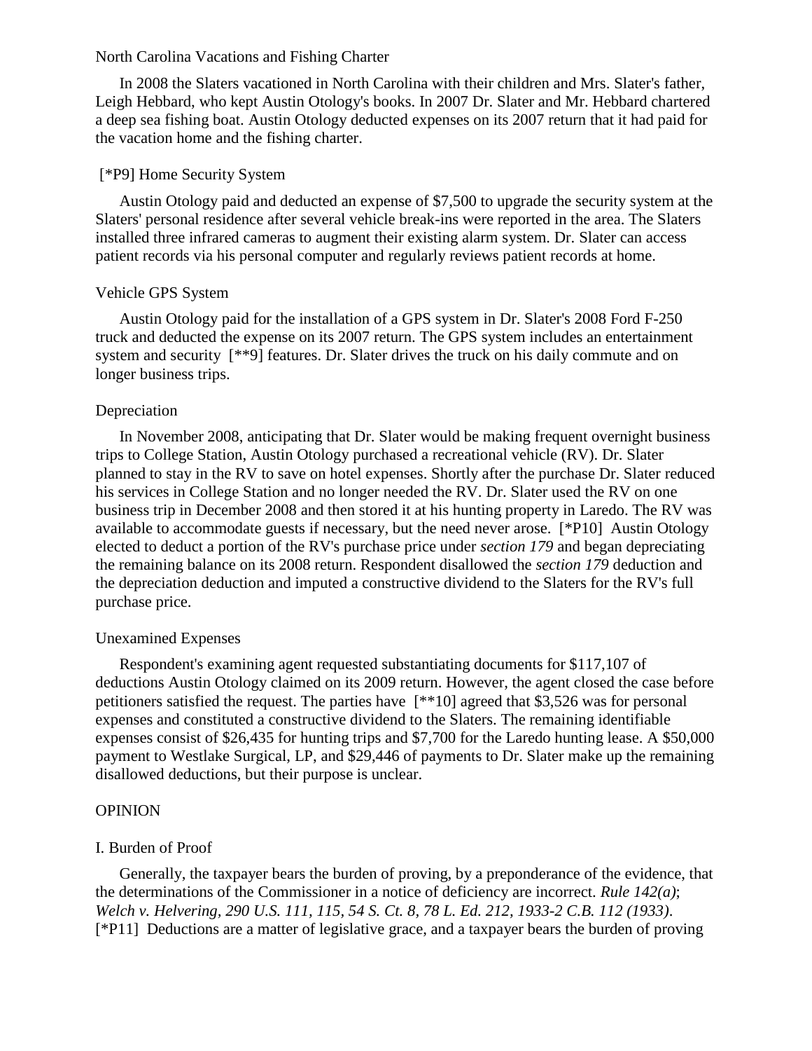North Carolina Vacations and Fishing Charter

In 2008 the Slaters vacationed in North Carolina with their children and Mrs. Slater's father, Leigh Hebbard, who kept Austin Otology's books. In 2007 Dr. Slater and Mr. Hebbard chartered a deep sea fishing boat. Austin Otology deducted expenses on its 2007 return that it had paid for the vacation home and the fishing charter.

[*P9] Home Security System

Austin Otology paid and deducted an expense of $7,500 to upgrade the security system at the Slaters' personal residence after several vehicle break-ins were reported in the area. The Slaters installed three infrared cameras to augment their existing alarm system. Dr. Slater can access patient records via his personal computer and regularly reviews patient records at home.

Vehicle GPS System

Austin Otology paid for the installation of a GPS system in Dr. Slater's 2008 Ford F-250 truck and deducted the expense on its 2007 return. The GPS system includes an entertainment system and security [**9] features. Dr. Slater drives the truck on his daily commute and on longer business trips.

Depreciation

In November 2008, anticipating that Dr. Slater would be making frequent overnight business trips to College Station, Austin Otology purchased a recreational vehicle (RV). Dr. Slater planned to stay in the RV to save on hotel expenses. Shortly after the purchase Dr. Slater reduced his services in College Station and no longer needed the RV. Dr. Slater used the RV on one business trip in December 2008 and then stored it at his hunting property in Laredo. The RV was available to accommodate guests if necessary, but the need never arose. [*P10] Austin Otology elected to deduct a portion of the RV's purchase price under *section 179* and began depreciating the remaining balance on its 2008 return. Respondent disallowed the *section 179* deduction and the depreciation deduction and imputed a constructive dividend to the Slaters for the RV's full purchase price.

Unexamined Expenses

Respondent's examining agent requested substantiating documents for $117,107 of deductions Austin Otology claimed on its 2009 return. However, the agent closed the case before petitioners satisfied the request. The parties have [**10] agreed that $3,526 was for personal expenses and constituted a constructive dividend to the Slaters. The remaining identifiable expenses consist of $26,435 for hunting trips and $7,700 for the Laredo hunting lease. A $50,000 payment to Westlake Surgical, LP, and $29,446 of payments to Dr. Slater make up the remaining disallowed deductions, but their purpose is unclear.

OPINION

I. Burden of Proof

Generally, the taxpayer bears the burden of proving, by a preponderance of the evidence, that the determinations of the Commissioner in a notice of deficiency are incorrect. *Rule 142(a)*; *Welch v. Helvering, 290 U.S. 111, 115, 54 S. Ct. 8, 78 L. Ed. 212, 1933-2 C.B. 112 (1933)*. [*P11] Deductions are a matter of legislative grace, and a taxpayer bears the burden of proving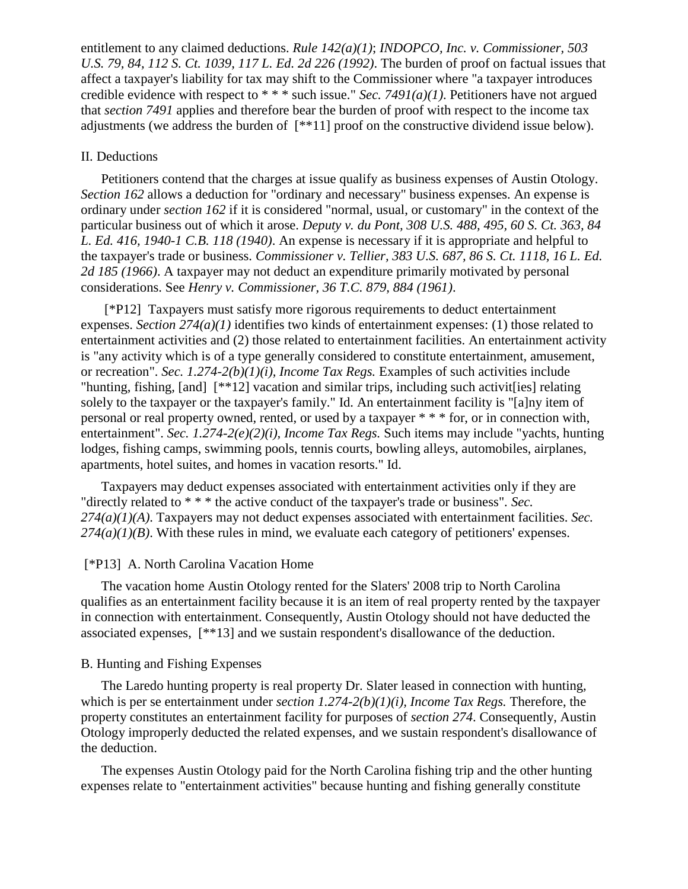entitlement to any claimed deductions. *Rule 142(a)(1)*; *INDOPCO, Inc. v. Commissioner, 503 U.S. 79, 84, 112 S. Ct. 1039, 117 L. Ed. 2d 226 (1992)*. The burden of proof on factual issues that affect a taxpayer's liability for tax may shift to the Commissioner where "a taxpayer introduces credible evidence with respect to * * * such issue." *Sec. 7491(a)(1)*. Petitioners have not argued that *section 7491* applies and therefore bear the burden of proof with respect to the income tax adjustments (we address the burden of [**11] proof on the constructive dividend issue below).

## II. Deductions

Petitioners contend that the charges at issue qualify as business expenses of Austin Otology. *Section 162* allows a deduction for "ordinary and necessary" business expenses. An expense is ordinary under *section 162* if it is considered "normal, usual, or customary" in the context of the particular business out of which it arose. *Deputy v. du Pont, 308 U.S. 488, 495, 60 S. Ct. 363, 84 L. Ed. 416, 1940-1 C.B. 118 (1940)*. An expense is necessary if it is appropriate and helpful to the taxpayer's trade or business. *Commissioner v. Tellier, 383 U.S. 687, 86 S. Ct. 1118, 16 L. Ed. 2d 185 (1966)*. A taxpayer may not deduct an expenditure primarily motivated by personal considerations. See *Henry v. Commissioner, 36 T.C. 879, 884 (1961)*.

[*P12] Taxpayers must satisfy more rigorous requirements to deduct entertainment expenses. *Section 274(a)(1)* identifies two kinds of entertainment expenses: (1) those related to entertainment activities and (2) those related to entertainment facilities. An entertainment activity is "any activity which is of a type generally considered to constitute entertainment, amusement, or recreation". *Sec. 1.274-2(b)(1)(i), Income Tax Regs.* Examples of such activities include "hunting, fishing, [and] [**12] vacation and similar trips, including such activit[ies] relating solely to the taxpayer or the taxpayer's family." Id. An entertainment facility is "[a]ny item of personal or real property owned, rented, or used by a taxpayer * * * for, or in connection with, entertainment". *Sec. 1.274-2(e)(2)(i), Income Tax Regs.* Such items may include "yachts, hunting lodges, fishing camps, swimming pools, tennis courts, bowling alleys, automobiles, airplanes, apartments, hotel suites, and homes in vacation resorts." Id.

Taxpayers may deduct expenses associated with entertainment activities only if they are "directly related to * * * the active conduct of the taxpayer's trade or business". *Sec. 274(a)(1)(A)*. Taxpayers may not deduct expenses associated with entertainment facilities. *Sec. 274(a)(1)(B)*. With these rules in mind, we evaluate each category of petitioners' expenses.

### [*P13] A. North Carolina Vacation Home

The vacation home Austin Otology rented for the Slaters' 2008 trip to North Carolina qualifies as an entertainment facility because it is an item of real property rented by the taxpayer in connection with entertainment. Consequently, Austin Otology should not have deducted the associated expenses, [**13] and we sustain respondent's disallowance of the deduction.

### B. Hunting and Fishing Expenses

The Laredo hunting property is real property Dr. Slater leased in connection with hunting, which is per se entertainment under *section 1.274-2(b)(1)(i), Income Tax Regs.* Therefore, the property constitutes an entertainment facility for purposes of *section 274*. Consequently, Austin Otology improperly deducted the related expenses, and we sustain respondent's disallowance of the deduction.

The expenses Austin Otology paid for the North Carolina fishing trip and the other hunting expenses relate to "entertainment activities" because hunting and fishing generally constitute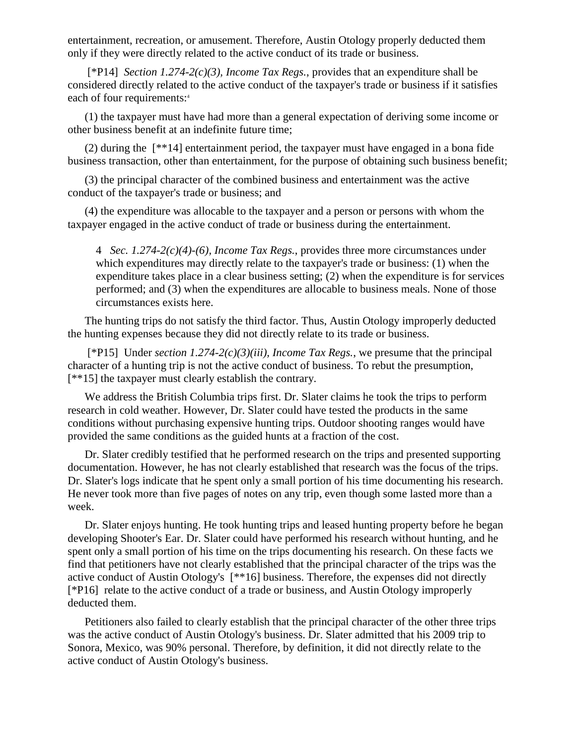entertainment, recreation, or amusement. Therefore, Austin Otology properly deducted them only if they were directly related to the active conduct of its trade or business.

[*P14] *Section 1.274-2(c)(3), Income Tax Regs.*, provides that an expenditure shall be considered directly related to the active conduct of the taxpayer's trade or business if it satisfies each of four requirements:[4]

(1) the taxpayer must have had more than a general expectation of deriving some income or other business benefit at an indefinite future time;

(2) during the [**14] entertainment period, the taxpayer must have engaged in a bona fide business transaction, other than entertainment, for the purpose of obtaining such business benefit;

(3) the principal character of the combined business and entertainment was the active conduct of the taxpayer's trade or business; and

(4) the expenditure was allocable to the taxpayer and a person or persons with whom the taxpayer engaged in the active conduct of trade or business during the entertainment.

> 4 *Sec. 1.274-2(c)(4)-(6), Income Tax Regs.*, provides three more circumstances under which expenditures may directly relate to the taxpayer's trade or business: (1) when the expenditure takes place in a clear business setting; (2) when the expenditure is for services performed; and (3) when the expenditures are allocable to business meals. None of those circumstances exists here.

The hunting trips do not satisfy the third factor. Thus, Austin Otology improperly deducted the hunting expenses because they did not directly relate to its trade or business.

[*P15] Under *section 1.274-2(c)(3)(iii), Income Tax Regs.*, we presume that the principal character of a hunting trip is not the active conduct of business. To rebut the presumption, [**15] the taxpayer must clearly establish the contrary.

We address the British Columbia trips first. Dr. Slater claims he took the trips to perform research in cold weather. However, Dr. Slater could have tested the products in the same conditions without purchasing expensive hunting trips. Outdoor shooting ranges would have provided the same conditions as the guided hunts at a fraction of the cost.

Dr. Slater credibly testified that he performed research on the trips and presented supporting documentation. However, he has not clearly established that research was the focus of the trips. Dr. Slater's logs indicate that he spent only a small portion of his time documenting his research. He never took more than five pages of notes on any trip, even though some lasted more than a week.

Dr. Slater enjoys hunting. He took hunting trips and leased hunting property before he began developing Shooter's Ear. Dr. Slater could have performed his research without hunting, and he spent only a small portion of his time on the trips documenting his research. On these facts we find that petitioners have not clearly established that the principal character of the trips was the active conduct of Austin Otology's [**16] business. Therefore, the expenses did not directly [*P16] relate to the active conduct of a trade or business, and Austin Otology improperly deducted them.

Petitioners also failed to clearly establish that the principal character of the other three trips was the active conduct of Austin Otology's business. Dr. Slater admitted that his 2009 trip to Sonora, Mexico, was 90% personal. Therefore, by definition, it did not directly relate to the active conduct of Austin Otology's business.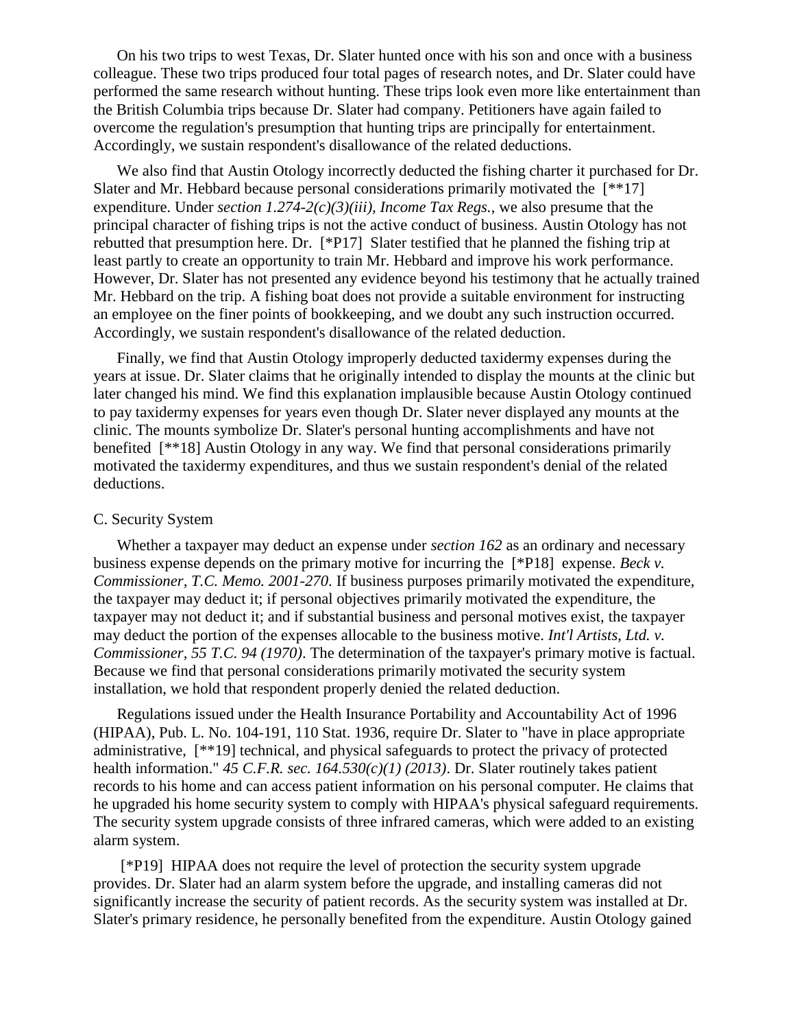On his two trips to west Texas, Dr. Slater hunted once with his son and once with a business colleague. These two trips produced four total pages of research notes, and Dr. Slater could have performed the same research without hunting. These trips look even more like entertainment than the British Columbia trips because Dr. Slater had company. Petitioners have again failed to overcome the regulation's presumption that hunting trips are principally for entertainment. Accordingly, we sustain respondent's disallowance of the related deductions.

We also find that Austin Otology incorrectly deducted the fishing charter it purchased for Dr. Slater and Mr. Hebbard because personal considerations primarily motivated the [**17] expenditure. Under *section 1.274-2(c)(3)(iii), Income Tax Regs.*, we also presume that the principal character of fishing trips is not the active conduct of business. Austin Otology has not rebutted that presumption here. Dr. [*P17] Slater testified that he planned the fishing trip at least partly to create an opportunity to train Mr. Hebbard and improve his work performance. However, Dr. Slater has not presented any evidence beyond his testimony that he actually trained Mr. Hebbard on the trip. A fishing boat does not provide a suitable environment for instructing an employee on the finer points of bookkeeping, and we doubt any such instruction occurred. Accordingly, we sustain respondent's disallowance of the related deduction.

Finally, we find that Austin Otology improperly deducted taxidermy expenses during the years at issue. Dr. Slater claims that he originally intended to display the mounts at the clinic but later changed his mind. We find this explanation implausible because Austin Otology continued to pay taxidermy expenses for years even though Dr. Slater never displayed any mounts at the clinic. The mounts symbolize Dr. Slater's personal hunting accomplishments and have not benefited [**18] Austin Otology in any way. We find that personal considerations primarily motivated the taxidermy expenditures, and thus we sustain respondent's denial of the related deductions.

C. Security System

Whether a taxpayer may deduct an expense under *section 162* as an ordinary and necessary business expense depends on the primary motive for incurring the [*P18] expense. *Beck v. Commissioner, T.C. Memo. 2001-270*. If business purposes primarily motivated the expenditure, the taxpayer may deduct it; if personal objectives primarily motivated the expenditure, the taxpayer may not deduct it; and if substantial business and personal motives exist, the taxpayer may deduct the portion of the expenses allocable to the business motive. *Int'l Artists, Ltd. v. Commissioner, 55 T.C. 94 (1970)*. The determination of the taxpayer's primary motive is factual. Because we find that personal considerations primarily motivated the security system installation, we hold that respondent properly denied the related deduction.

Regulations issued under the Health Insurance Portability and Accountability Act of 1996 (HIPAA), Pub. L. No. 104-191, 110 Stat. 1936, require Dr. Slater to "have in place appropriate administrative, [**19] technical, and physical safeguards to protect the privacy of protected health information." *45 C.F.R. sec. 164.530(c)(1) (2013)*. Dr. Slater routinely takes patient records to his home and can access patient information on his personal computer. He claims that he upgraded his home security system to comply with HIPAA's physical safeguard requirements. The security system upgrade consists of three infrared cameras, which were added to an existing alarm system.

[*P19] HIPAA does not require the level of protection the security system upgrade provides. Dr. Slater had an alarm system before the upgrade, and installing cameras did not significantly increase the security of patient records. As the security system was installed at Dr. Slater's primary residence, he personally benefited from the expenditure. Austin Otology gained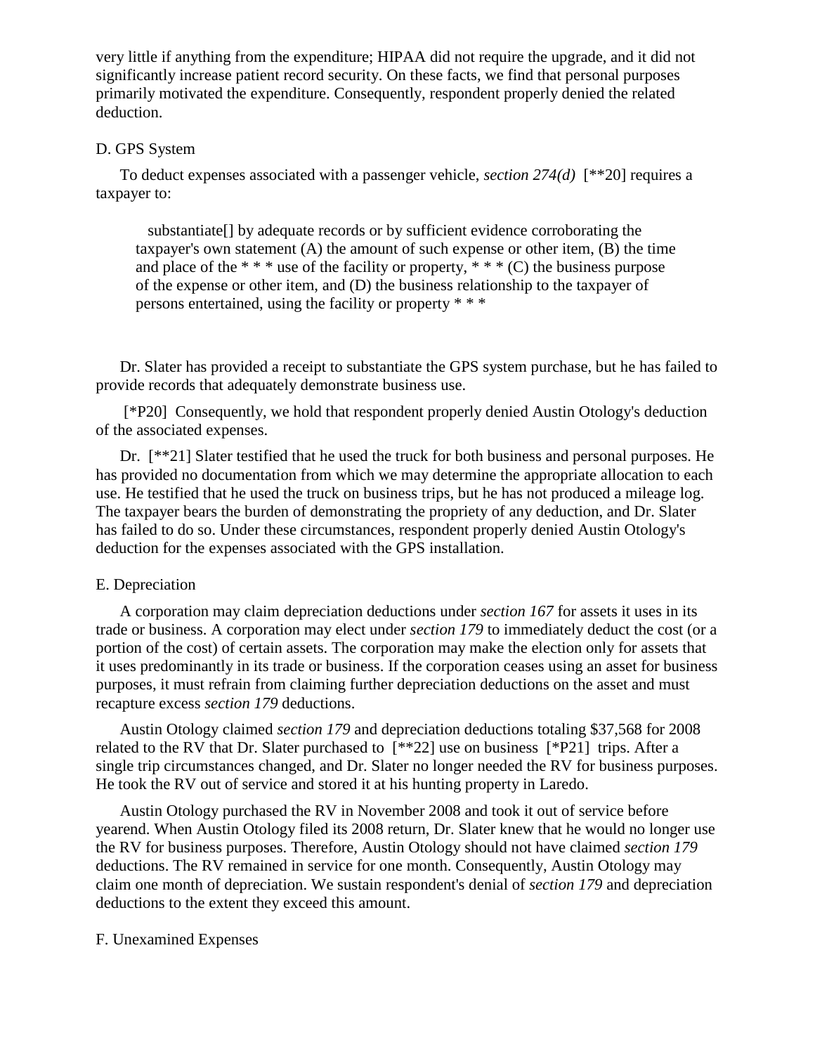very little if anything from the expenditure; HIPAA did not require the upgrade, and it did not significantly increase patient record security. On these facts, we find that personal purposes primarily motivated the expenditure. Consequently, respondent properly denied the related deduction.

D. GPS System

To deduct expenses associated with a passenger vehicle, *section 274(d)* [**20] requires a taxpayer to:

> substantiate[] by adequate records or by sufficient evidence corroborating the taxpayer's own statement (A) the amount of such expense or other item, (B) the time and place of the * * * use of the facility or property, * * * (C) the business purpose of the expense or other item, and (D) the business relationship to the taxpayer of persons entertained, using the facility or property * * *

Dr. Slater has provided a receipt to substantiate the GPS system purchase, but he has failed to provide records that adequately demonstrate business use.

[*P20] Consequently, we hold that respondent properly denied Austin Otology's deduction of the associated expenses.

Dr. [**21] Slater testified that he used the truck for both business and personal purposes. He has provided no documentation from which we may determine the appropriate allocation to each use. He testified that he used the truck on business trips, but he has not produced a mileage log. The taxpayer bears the burden of demonstrating the propriety of any deduction, and Dr. Slater has failed to do so. Under these circumstances, respondent properly denied Austin Otology's deduction for the expenses associated with the GPS installation.

E. Depreciation

A corporation may claim depreciation deductions under *section 167* for assets it uses in its trade or business. A corporation may elect under *section 179* to immediately deduct the cost (or a portion of the cost) of certain assets. The corporation may make the election only for assets that it uses predominantly in its trade or business. If the corporation ceases using an asset for business purposes, it must refrain from claiming further depreciation deductions on the asset and must recapture excess *section 179* deductions.

Austin Otology claimed *section 179* and depreciation deductions totaling $37,568 for 2008 related to the RV that Dr. Slater purchased to [**22] use on business [*P21] trips. After a single trip circumstances changed, and Dr. Slater no longer needed the RV for business purposes. He took the RV out of service and stored it at his hunting property in Laredo.

Austin Otology purchased the RV in November 2008 and took it out of service before yearend. When Austin Otology filed its 2008 return, Dr. Slater knew that he would no longer use the RV for business purposes. Therefore, Austin Otology should not have claimed *section 179* deductions. The RV remained in service for one month. Consequently, Austin Otology may claim one month of depreciation. We sustain respondent's denial of *section 179* and depreciation deductions to the extent they exceed this amount.

F. Unexamined Expenses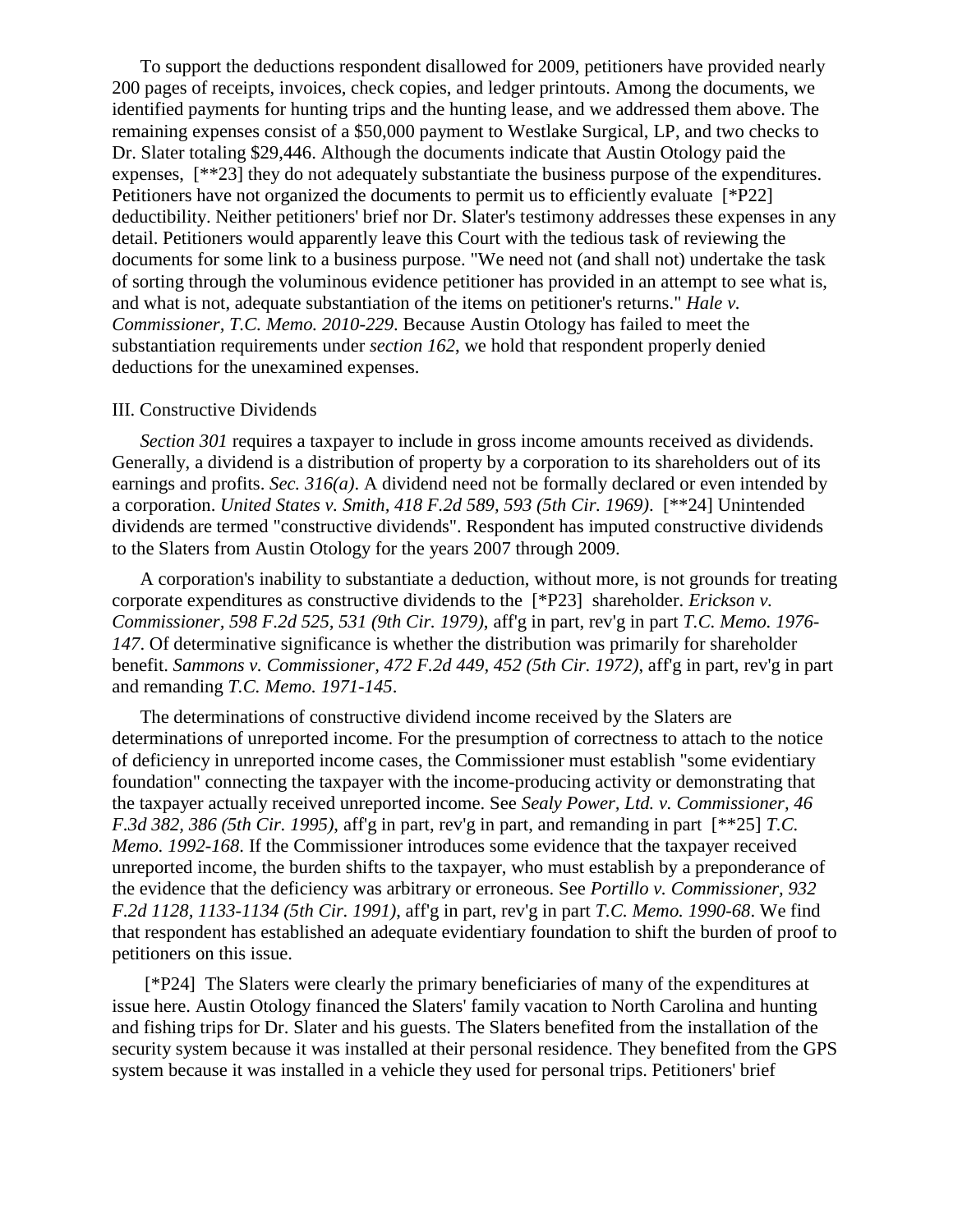To support the deductions respondent disallowed for 2009, petitioners have provided nearly 200 pages of receipts, invoices, check copies, and ledger printouts. Among the documents, we identified payments for hunting trips and the hunting lease, and we addressed them above. The remaining expenses consist of a $50,000 payment to Westlake Surgical, LP, and two checks to Dr. Slater totaling $29,446. Although the documents indicate that Austin Otology paid the expenses, [**23] they do not adequately substantiate the business purpose of the expenditures. Petitioners have not organized the documents to permit us to efficiently evaluate [*P22] deductibility. Neither petitioners' brief nor Dr. Slater's testimony addresses these expenses in any detail. Petitioners would apparently leave this Court with the tedious task of reviewing the documents for some link to a business purpose. "We need not (and shall not) undertake the task of sorting through the voluminous evidence petitioner has provided in an attempt to see what is, and what is not, adequate substantiation of the items on petitioner's returns." *Hale v. Commissioner, T.C. Memo. 2010-229*. Because Austin Otology has failed to meet the substantiation requirements under *section 162*, we hold that respondent properly denied deductions for the unexamined expenses.

III. Constructive Dividends

*Section 301* requires a taxpayer to include in gross income amounts received as dividends. Generally, a dividend is a distribution of property by a corporation to its shareholders out of its earnings and profits. *Sec. 316(a)*. A dividend need not be formally declared or even intended by a corporation. *United States v. Smith, 418 F.2d 589, 593 (5th Cir. 1969)*. [**24] Unintended dividends are termed "constructive dividends". Respondent has imputed constructive dividends to the Slaters from Austin Otology for the years 2007 through 2009.

A corporation's inability to substantiate a deduction, without more, is not grounds for treating corporate expenditures as constructive dividends to the [*P23] shareholder. *Erickson v. Commissioner, 598 F.2d 525, 531 (9th Cir. 1979)*, aff'g in part, rev'g in part *T.C. Memo. 1976-147*. Of determinative significance is whether the distribution was primarily for shareholder benefit. *Sammons v. Commissioner, 472 F.2d 449, 452 (5th Cir. 1972)*, aff'g in part, rev'g in part and remanding *T.C. Memo. 1971-145*.

The determinations of constructive dividend income received by the Slaters are determinations of unreported income. For the presumption of correctness to attach to the notice of deficiency in unreported income cases, the Commissioner must establish "some evidentiary foundation" connecting the taxpayer with the income-producing activity or demonstrating that the taxpayer actually received unreported income. See *Sealy Power, Ltd. v. Commissioner, 46 F.3d 382, 386 (5th Cir. 1995)*, aff'g in part, rev'g in part, and remanding in part [**25] *T.C. Memo. 1992-168*. If the Commissioner introduces some evidence that the taxpayer received unreported income, the burden shifts to the taxpayer, who must establish by a preponderance of the evidence that the deficiency was arbitrary or erroneous. See *Portillo v. Commissioner, 932 F.2d 1128, 1133-1134 (5th Cir. 1991)*, aff'g in part, rev'g in part *T.C. Memo. 1990-68*. We find that respondent has established an adequate evidentiary foundation to shift the burden of proof to petitioners on this issue.

[*P24] The Slaters were clearly the primary beneficiaries of many of the expenditures at issue here. Austin Otology financed the Slaters' family vacation to North Carolina and hunting and fishing trips for Dr. Slater and his guests. The Slaters benefited from the installation of the security system because it was installed at their personal residence. They benefited from the GPS system because it was installed in a vehicle they used for personal trips. Petitioners' brief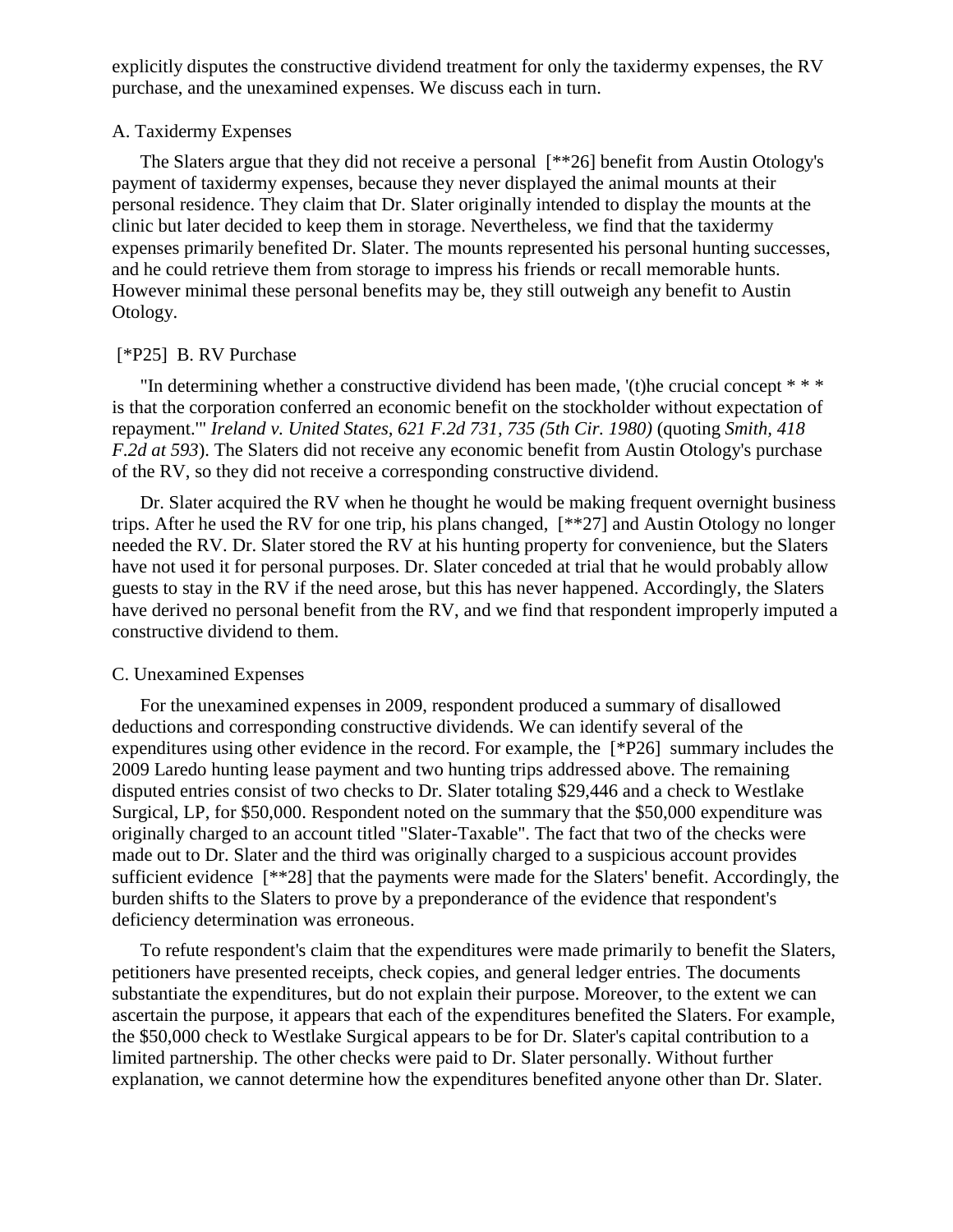explicitly disputes the constructive dividend treatment for only the taxidermy expenses, the RV purchase, and the unexamined expenses. We discuss each in turn.

A. Taxidermy Expenses

The Slaters argue that they did not receive a personal [**26] benefit from Austin Otology's payment of taxidermy expenses, because they never displayed the animal mounts at their personal residence. They claim that Dr. Slater originally intended to display the mounts at the clinic but later decided to keep them in storage. Nevertheless, we find that the taxidermy expenses primarily benefited Dr. Slater. The mounts represented his personal hunting successes, and he could retrieve them from storage to impress his friends or recall memorable hunts. However minimal these personal benefits may be, they still outweigh any benefit to Austin Otology.

[*P25] B. RV Purchase

"In determining whether a constructive dividend has been made, '(t)he crucial concept * * * is that the corporation conferred an economic benefit on the stockholder without expectation of repayment.'" *Ireland v. United States, 621 F.2d 731, 735 (5th Cir. 1980)* (quoting *Smith, 418 F.2d at 593*). The Slaters did not receive any economic benefit from Austin Otology's purchase of the RV, so they did not receive a corresponding constructive dividend.

Dr. Slater acquired the RV when he thought he would be making frequent overnight business trips. After he used the RV for one trip, his plans changed, [**27] and Austin Otology no longer needed the RV. Dr. Slater stored the RV at his hunting property for convenience, but the Slaters have not used it for personal purposes. Dr. Slater conceded at trial that he would probably allow guests to stay in the RV if the need arose, but this has never happened. Accordingly, the Slaters have derived no personal benefit from the RV, and we find that respondent improperly imputed a constructive dividend to them.

C. Unexamined Expenses

For the unexamined expenses in 2009, respondent produced a summary of disallowed deductions and corresponding constructive dividends. We can identify several of the expenditures using other evidence in the record. For example, the [*P26] summary includes the 2009 Laredo hunting lease payment and two hunting trips addressed above. The remaining disputed entries consist of two checks to Dr. Slater totaling $29,446 and a check to Westlake Surgical, LP, for $50,000. Respondent noted on the summary that the $50,000 expenditure was originally charged to an account titled "Slater-Taxable". The fact that two of the checks were made out to Dr. Slater and the third was originally charged to a suspicious account provides sufficient evidence [**28] that the payments were made for the Slaters' benefit. Accordingly, the burden shifts to the Slaters to prove by a preponderance of the evidence that respondent's deficiency determination was erroneous.

To refute respondent's claim that the expenditures were made primarily to benefit the Slaters, petitioners have presented receipts, check copies, and general ledger entries. The documents substantiate the expenditures, but do not explain their purpose. Moreover, to the extent we can ascertain the purpose, it appears that each of the expenditures benefited the Slaters. For example, the $50,000 check to Westlake Surgical appears to be for Dr. Slater's capital contribution to a limited partnership. The other checks were paid to Dr. Slater personally. Without further explanation, we cannot determine how the expenditures benefited anyone other than Dr. Slater.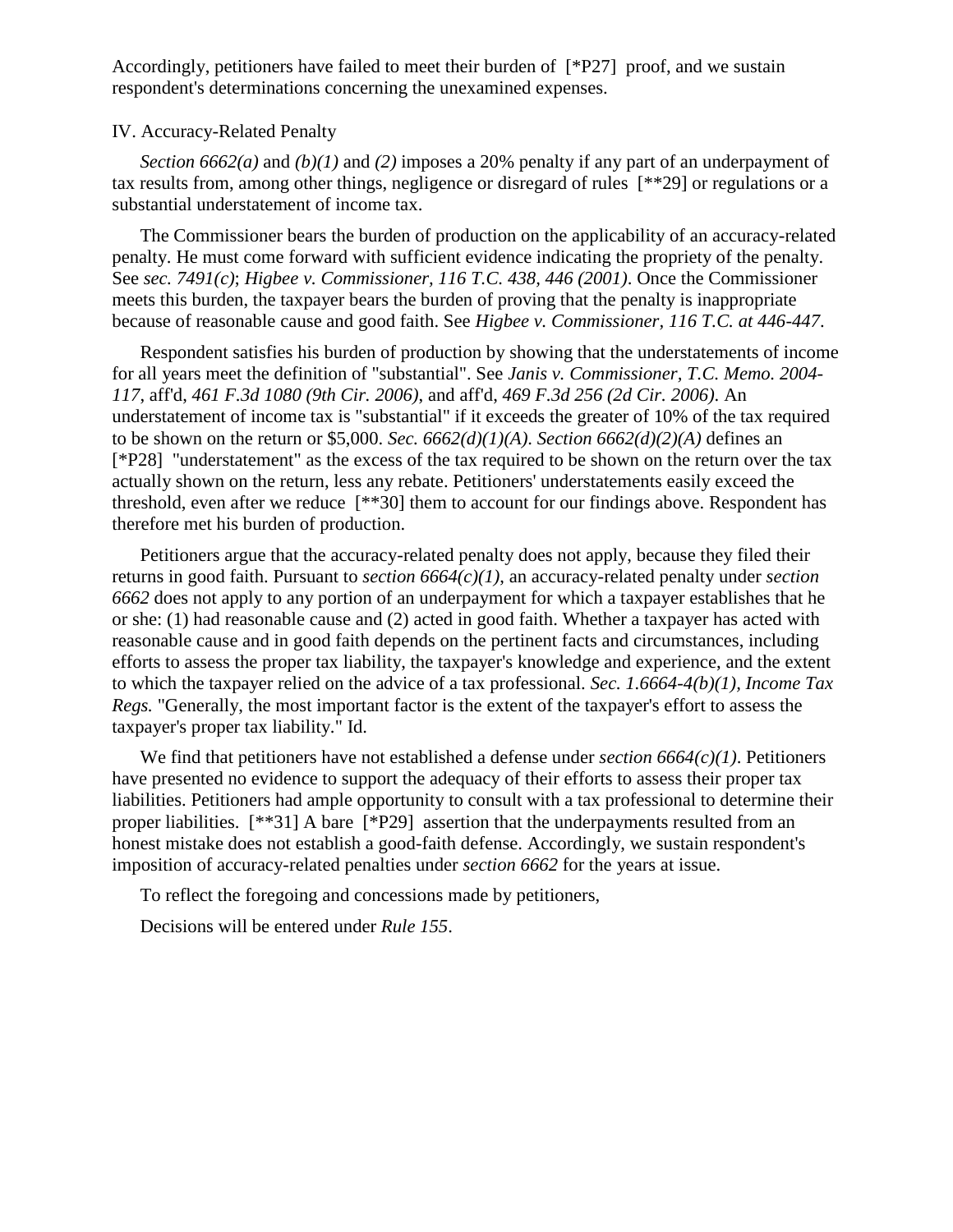Accordingly, petitioners have failed to meet their burden of [*P27] proof, and we sustain respondent's determinations concerning the unexamined expenses.

IV. Accuracy-Related Penalty

*Section 6662(a)* and *(b)(1)* and *(2)* imposes a 20% penalty if any part of an underpayment of tax results from, among other things, negligence or disregard of rules [**29] or regulations or a substantial understatement of income tax.

The Commissioner bears the burden of production on the applicability of an accuracy-related penalty. He must come forward with sufficient evidence indicating the propriety of the penalty. See *sec. 7491(c)*; *Higbee v. Commissioner, 116 T.C. 438, 446 (2001)*. Once the Commissioner meets this burden, the taxpayer bears the burden of proving that the penalty is inappropriate because of reasonable cause and good faith. See *Higbee v. Commissioner, 116 T.C. at 446-447*.

Respondent satisfies his burden of production by showing that the understatements of income for all years meet the definition of "substantial". See *Janis v. Commissioner, T.C. Memo. 2004-117*, aff'd, *461 F.3d 1080 (9th Cir. 2006)*, and aff'd, *469 F.3d 256 (2d Cir. 2006)*. An understatement of income tax is "substantial" if it exceeds the greater of 10% of the tax required to be shown on the return or $5,000. *Sec. 6662(d)(1)(A)*. *Section 6662(d)(2)(A)* defines an [*P28] "understatement" as the excess of the tax required to be shown on the return over the tax actually shown on the return, less any rebate. Petitioners' understatements easily exceed the threshold, even after we reduce [**30] them to account for our findings above. Respondent has therefore met his burden of production.

Petitioners argue that the accuracy-related penalty does not apply, because they filed their returns in good faith. Pursuant to *section 6664(c)(1)*, an accuracy-related penalty under *section 6662* does not apply to any portion of an underpayment for which a taxpayer establishes that he or she: (1) had reasonable cause and (2) acted in good faith. Whether a taxpayer has acted with reasonable cause and in good faith depends on the pertinent facts and circumstances, including efforts to assess the proper tax liability, the taxpayer's knowledge and experience, and the extent to which the taxpayer relied on the advice of a tax professional. *Sec. 1.6664-4(b)(1), Income Tax Regs.* "Generally, the most important factor is the extent of the taxpayer's effort to assess the taxpayer's proper tax liability." Id.

We find that petitioners have not established a defense under *section 6664(c)(1)*. Petitioners have presented no evidence to support the adequacy of their efforts to assess their proper tax liabilities. Petitioners had ample opportunity to consult with a tax professional to determine their proper liabilities. [**31] A bare [*P29] assertion that the underpayments resulted from an honest mistake does not establish a good-faith defense. Accordingly, we sustain respondent's imposition of accuracy-related penalties under *section 6662* for the years at issue.

To reflect the foregoing and concessions made by petitioners,

Decisions will be entered under *Rule 155*.